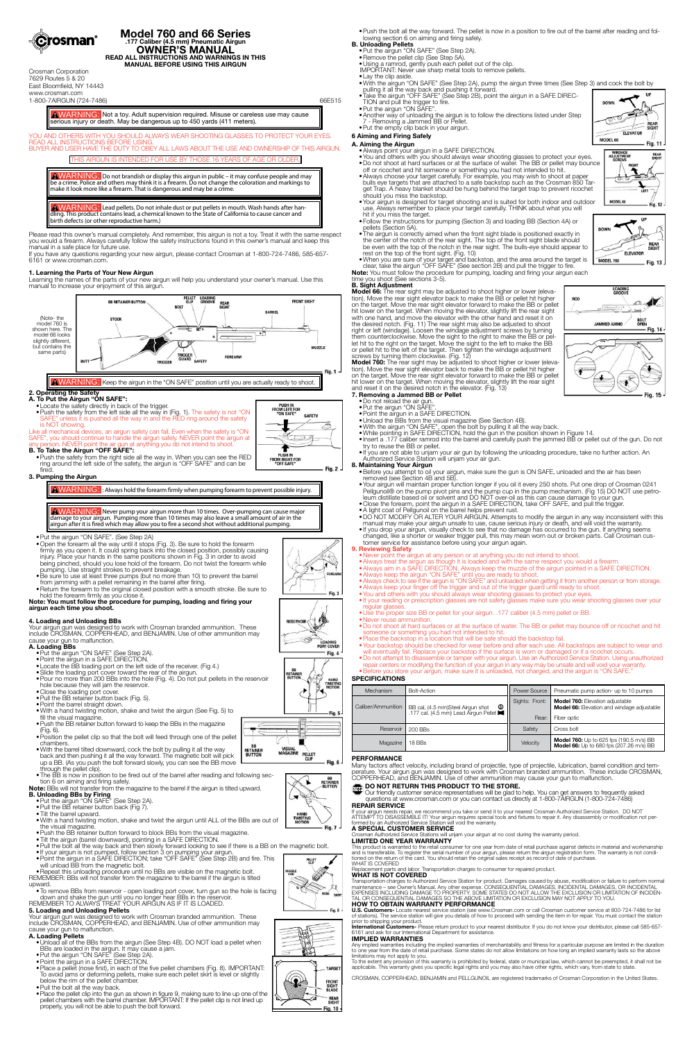# Model 760 and 66 Series

**.177 Caliber (4.5 mm) Pneumatic Airgun**

## OWNER'S MANUAL

**READ ALL INSTRUCTIONS AND WARNINGS IN THIS MANUAL BEFORE USING THIS AIRGUN**

Crosman Corporation
7629 Routes 5 & 20
East Bloomfield, NY 14443
www.crosman.com
1-800-7AIRGUN (724-7486)

66E515

**⚠WARNING:** Not a toy. Adult supervision required. Misuse or careless use may cause serious injury or death. May be dangerous up to 450 yards (411 meters).

YOU AND OTHERS WITH YOU SHOULD ALWAYS WEAR SHOOTING GLASSES TO PROTECT YOUR EYES.
READ ALL INSTRUCTIONS BEFORE USING.
BUYER AND USER HAVE THE DUTY TO OBEY ALL LAWS ABOUT THE USE AND OWNERSHIP OF THIS AIRGUN.

THIS AIRGUN IS INTENDED FOR USE BY THOSE 16 YEARS OF AGE OR OLDER.

**⚠WARNING:** Do not brandish or display this airgun in public – it may confuse people and may be a crime. Police and others may think it is a firearm. Do not change the coloration and markings to make it look more like a firearm. That is dangerous and may be a crime.

**⚠WARNING:** Lead pellets. Do not inhale dust or put pellets in mouth. Wash hands after handling. This product contains lead, a chemical known to the State of California to cause cancer and birth defects (or other reproductive harm.)

Please read this owner's manual completely. And remember, this airgun is not a toy. Treat it with the same respect you would a firearm. Always carefully follow the safety instructions found in this owner's manual and keep this manual in a safe place for future use.
If you have any questions regarding your new airgun, please contact Crosman at 1-800-724-7486, 585-657-6161 or www.crosman.com.

### 1. Learning the Parts of Your New Airgun

Learning the names of the parts of your new airgun will help you understand your owner's manual. Use this manual to increase your enjoyment of this airgun.

(Note- the model 760 is shown here. The model 66 looks slightly different, but contains the same parts)

BB RETAINER BUTTON, PELLET CLIP, LOADING GROOVE, BOLT, REAR SIGHT, FRONT SIGHT, BARREL, STOCK, MUZZLE, BUTT, TRIGGER, TRIGGER GUARD, SAFETY, FOREARM

Fig. 1

**⚠WARNING:** Keep the airgun in the "ON SAFE" position until you are actually ready to shoot.

### 2. Operating the Safety

#### A. To Put the Airgun "ON SAFE":

- Locate the safety directly in back of the trigger.
- Push the safety from the left side all the way in (Fig. 1). The safety is not "ON SAFE" unless it is pushed all the way in and the RED ring around the safety is NOT showing.

Like all mechanical devices, an airgun safety can fail. Even when the safety is "ON SAFE", you should continue to handle the airgun safely. NEVER point the airgun at any person. NEVER point the airgun at anything you do not intend to shoot.

#### B. To Take the Airgun "OFF SAFE":

- Push the safety from the right side all the way in. When you can see the RED ring around the left side of the safety, the airgun is "OFF SAFE" and can be fired.

PUSH IN FROM LEFT FOR "ON SAFE" — SAFETY — PUSH IN FROM RIGHT FOR "OFF SAFE"

Fig. 2

### 3. Pumping the Airgun

**⚠WARNING:** Always hold the forearm firmly when pumping forearm to prevent possible injury.

**⚠WARNING:** Never pump your airgun more than 10 times. Over-pumping can cause major damage to your airgun. Pumping more than 10 times may also leave a small amount of air in the airgun after it is fired which may allow you to fire a second shot without additional pumping.

- Put the airgun "ON SAFE". (See Step 2A)
- Open the forearm all the way until it stops (Fig. 3). Be sure to hold the forearm firmly as you open it. It could spring back into the closed position, possibly causing injury. Place your hands in the same positions shown in Fig. 3 in order to avoid being pinched, should you lose hold of the forearm. Do not twist the forearm while pumping. Use straight strokes to prevent breakage.
- Be sure to use at least three pumps (but no more than 10) to prevent the barrel from jamming with a pellet remaining in the barrel after firing.
- Return the forearm to the original closed position with a smooth stroke. Be sure to hold the forearm firmly as you close it.

FOREARM — Fig. 3

**Note: You must follow the procedure for pumping, loading and firing your airgun each time you shoot.**

### 4. Loading and Unloading BBs

Your airgun was designed to work with Crosman branded ammunition. These include CROSMAN, COPPERHEAD, and BENJAMIN. Use of other ammunition may cause your gun to malfunction.

#### A. Loading BBs

- Put the airgun "ON SAFE" (See Step 2A).
- Point the airgun in a SAFE DIRECTION.
- Locate the BB loading port on the left side of the receiver. (Fig. 4)
- Slide the loading port cover toward the rear of the airgun.
- Pour no more than 200 BBs into the hole (Fig. 4). Do not put pellets in the reservoir hole because they will jam the reservoir.
- Close the loading port cover.
- Pull the BB retainer button back (Fig. 5).
- Point the barrel straight down.
- With a hand twisting motion, shake and twist the airgun (See Fig. 5) to fill the visual magazine.
- Push the BB retainer button forward to keep the BBs in the magazine (Fig. 6).
- Position the pellet clip so that the bolt will feed through one of the pellet chambers.
- With the barrel tilted downward, cock the bolt by pulling it all the way back and then pushing it all the way forward. The magnetic bolt will pick up a BB. (As you push the bolt forward slowly, you can see the BB move through the pellet clip).
- The BB is now in position to be fired out of the barrel after reading and following section 6 on aiming and firing safely.

RESERVOIR, LOADING PORT COVER — Fig. 4
BB RETAINER BUTTON, HAND TWISTING MOTION — Fig. 5
BB RETAINER BUTTON, VISUAL MAGAZINE, PELLET CLIP — Fig. 6

**Note:** BBs will not transfer from the magazine to the barrel if the airgun is tilted upward.

#### B. Unloading BBs by Firing

- Put the airgun "ON SAFE" (See Step 2A).
- Pull the BB retainer button back (Fig 7).
- Tilt the barrel upward.
- With a hand twisting motion, shake and twist the airgun until ALL of the BBs are out of the visual magazine.
- Push the BB retainer button forward to block BBs from the visual magazine.
- Tilt the airgun (barrel downward), pointing in a SAFE DIRECTION.
- Pull the bolt all the way back and then slowly forward looking to see if there is a BB on the magnetic bolt.
- If your airgun is not pumped, follow section 3 on pumping your airgun.
- Point the airgun in a SAFE DIRECTION; take "OFF SAFE" (See Step 2B) and fire. This will unload BB from the magnetic bolt.
- Repeat this unloading procedure until no BBs are visible on the magnetic bolt.

BB RETAINER BUTTON, HAND TWISTING MOTION — Fig. 7

REMEMBER: BBs will not transfer from the magazine to the barrel if the airgun is tilted upward.

- To remove BBs from reservoir - open loading port cover, turn gun so the hole is facing down and shake the gun until you no longer hear BBs in the reservoir.

REMEMBER TO ALWAYS TREAT YOUR AIRGUN AS IF IT IS LOADED.

### 5. Loading and Unloading Pellets

Your airgun was designed to work with Crosman branded ammunition. These include CROSMAN, COPPERHEAD, and BENJAMIN. Use of other ammunition may cause your gun to malfunction.

#### A. Loading Pellets

- Unload all of the BBs from the airgun (See Step 4B). DO NOT load a pellet when BBs are loaded in the airgun. It may cause a jam.
- Put the airgun "ON SAFE" (See Step 2A).
- Point the airgun in a SAFE DIRECTION.
- Place a pellet (nose first), in each of the five pellet chambers (Fig. 8). IMPORTANT: To avoid jams or deforming pellets, make sure each pellet skirt is level or slightly below the rim of the pellet chamber.
- Pull the bolt all the way back.
- Place the pellet clip into the gun as shown in figure 9, making sure to line up one of the pellet chambers with the barrel chamber. IMPORTANT: If the pellet clip is not lined up properly, you will not be able to push the bolt forward.
- Push the bolt all the way forward. The pellet is now in a position to fire out of the barrel after reading and following section 6 on aiming and firing safely.

PELLET CLIP — Fig. 8
MUZZLE, MODEL 66, MODEL 760 — Fig. 9

#### B. Unloading Pellets

- Put the airgun "ON SAFE" (See Step 2A).
- Remove the pellet clip (See Step 5A).
- Using a ramrod, gently push each pellet out of the clip.

IMPORTANT: Never use sharp metal tools to remove pellets.

- Lay the clip aside.
- With the airgun "ON SAFE" (See Step 2A), pump the airgun three times (See Step 3) and cock the bolt by pulling it all the way back and pushing it forward.
- Take the airgun "OFF SAFE" (See Step 2B), point the airgun in a SAFE DIRECTION and pull the trigger to fire.
- Put the airgun "ON SAFE".
- Another way of unloading the airgun is to follow the directions listed under Step 7 - Removing a Jammed BB or Pellet.
- Put the empty clip back in your airgun.

### 6 Aiming and Firing Safely

#### A. Aiming the Airgun

- Always point your airgun in a SAFE DIRECTION.
- You and others with you should always wear shooting glasses to protect your eyes.
- Do not shoot at hard surfaces or at the surface of water. The BB or pellet may bounce off or ricochet and hit someone or something you had not intended to hit.
- Always choose your target carefully. For example, you may wish to shoot at paper bulls eye targets that are attached to a safe backstop such as the Crosman 850 Target Trap. A heavy blanket should be hung behind the target trap to prevent ricochet should you miss the backstop.
- Your airgun is designed for target shooting and is suited for both indoor and outdoor use. Always remember to place your target carefully. THINK about what you will hit if you miss the target.
- Follow the instructions for pumping (Section 3) and loading BB (Section 4A) or pellets (Section 5A).
- The airgun is correctly aimed when the front sight blade is positioned exactly in the center of the notch of the rear sight. The top of the front sight blade should be even with the top of the notch in the rear sight. The bulls-eye should appear to rest on the top of the front sight. (Fig. 10)
- When you are sure of your target and backstop, and the area around the target is clear, take the airgun "OFF SAFE" (See section 2B) and pull the trigger to fire.

TARGET, FRONT SIGHT BLADE, REAR SIGHT — Fig. 10

**Note:** You must follow the procedure for pumping, loading and firing your airgun each time you shoot (See sections 3-5).

#### B. Sight Adjustment

**Model 66:** The rear sight may be adjusted to shoot higher or lower (elevation). Move the rear sight elevator back to make the BB or pellet hit higher on the target. Move the rear sight elevator forward to make the BB or pellet hit lower on the target. When moving the elevator, slightly lift the rear sight with one hand, and move the elevator with the other hand and reset it on the desired notch. (Fig. 11) The rear sight may also be adjusted to shoot right or left (windage). Loosen the windage adjustment screws by turning them counterclockwise. Move the sight to the right to make the BB or pellet hit to the right on the target. Move the sight to the left to make the BB or pellet hit to the left of the target. Then tighten the windage adjustment screws by turning them clockwise. (Fig. 12)

**Model 760:** The rear sight may be adjusted to shoot higher or lower (elevation). Move the rear sight elevator back to make the BB or pellet hit higher on the target. Move the rear sight elevator forward to make the BB or pellet hit lower on the target. When moving the elevator, slightly lift the rear sight and reset it on the desired notch in the elevator. (Fig. 13)

UP, DOWN, REAR SIGHT, ELEVATOR, MODEL 66 — Fig. 11
WINDAGE ADJUSTMENT SCREWS, REAR SIGHT, RIGHT, LEFT, MODEL 66 — Fig. 12
UP, DOWN, REAR SIGHT, ELEVATOR, MODEL 760 — Fig. 13

### 7. Removing a Jammed BB or Pellet

- Do not reload the air gun.
- Put the airgun "ON SAFE".
- Point the airgun in a SAFE DIRECTION.
- Unload the BBs from the visual magazine (See Section 4B).
- With the airgun "ON SAFE", open the bolt by pulling it all the way back.
- While pointing in SAFE DIRECTION, hold the gun in the position shown in Figure 14.
- Insert a .177 caliber ramrod into the barrel and carefully push the jammed BB or pellet out of the gun. Do not try to reuse the BB or pellet.
- If you are not able to unjam your air gun by following the unloading procedure, take no further action. An Authorized Service Station will unjam your air gun.

LOADING GROOVE, ROD, JAMMED AMMO, BOLT OPEN — Fig. 14

Fig. 15

### 8. Maintaining Your Airgun

- Before you attempt to oil your airgun, make sure the gun is ON SAFE, unloaded and the air has been removed (see Section 4B and 5B).
- Your airgun will maintain proper function longer if you oil it every 250 shots. Put one drop of Crosman 0241 Pellgunoil® on the pump pivot pins and the pump cup in the pump mechanism. (Fig. 15) DO NOT use petroleum distillate based oil or solvent and DO NOT over-oil as this can cause damage to your gun.
- Close the forearm, point the airgun in a SAFE DIRECTION, take off SAFE, and pull the trigger.
- A light coat of Pellgunoil on the barrel helps prevent rust.
- DO NOT MODIFY OR ALTER YOUR AIRGUN. Attempts to modify the airgun in any way inconsistent with this manual may make your airgun unsafe to use, cause serious injury or death, and will void the warranty.
- If you drop your airgun, visually check to see that no damage has occurred to the gun. If anything seems changed, like a shorter or weaker trigger pull, this may mean worn out or broken parts. Call Crosman customer service for assistance before using your airgun again.

### 9. Reviewing Safety

- Never point the airgun at any person or at anything you do not intend to shoot.
- Always treat the airgun as though it is loaded and with the same respect you would a firearm.
- Always aim in a SAFE DIRECTION. Always keep the muzzle of the airgun pointed in a SAFE DIRECTION.
- Always keep the airgun "ON SAFE" until you are ready to shoot.
- Always check to see if the airgun is "ON SAFE" and unloaded when getting it from another person or from storage.
- Always keep your finger off the trigger and out of the trigger guard until ready to shoot.
- You and others with you should always wear shooting glasses to protect your eyes.
- If your reading or prescription glasses are not safety glasses make sure you wear shooting glasses over your regular glasses.
- Use the proper size BB or pellet for your airgun. .177 caliber (4.5 mm) pellet or BB.
- Never reuse ammunition.
- Do not shoot at hard surfaces or at the surface of water. The BB or pellet may bounce off or ricochet and hit someone or something you had not intended to hit.
- Place the backstop in a location that will be safe should the backstop fail.
- Your backstop should be checked for wear before and after each use. All backstops are subject to wear and will eventually fail. Replace your backstop if the surface is worn or damaged or if a ricochet occurs.
- Do not attempt to disassemble or tamper with your airgun. Use an Authorized Service Station. Using unauthorized repair centers or modifying the function of your airgun in any way may be unsafe and will void your warranty.
- Before you store your airgun, make sure it is unloaded, not charged, and the airgun is "ON SAFE."

### SPECIFICATIONS

| Mechanism | Bolt-Action | Power Source | | Pneumatic pump action- up to 10 pumps |
|---|---|---|---|---|
| Caliber/Ammunition | BB cal. (4.5 mm)Steel Airgun shot<br>.177 cal. (4.5 mm) Lead Airgun Pellet | Sights: | Front: | **Model 760:** Elevation adjustable<br>**Model 66:** Elevation and windage adjustable |
| | | | Rear: | Fiber optic |
| Reservoir | 200 BBs | Safety | | Cross bolt |
| Magazine | 18 BBs | Velocity | | **Model 760:** Up to 625 fps (190.5 m/s) BB<br>**Model 66:** Up to 680 fps (207.26 m/s) BB |

### PERFORMANCE

Many factors affect velocity, including brand of projectile, type of projectile, lubrication, barrel condition and temperature. Your airgun gun was designed to work with Crosman branded ammunition. These include CROSMAN, COPPERHEAD, and BENJAMIN. Use of other ammunition may cause your gun to malfunction.

### DO NOT RETURN THIS PRODUCT TO THE STORE.

Our friendly customer service representatives will be glad to help. You can get answers to frequently asked questions at www.crosman.com or you can contact us directly at 1-800-7AIRGUN (1-800-724-7486)

### REPAIR SERVICE

If your airgun needs repair, we recommend you take or send it to your nearest Crosman Authorized Service Station. DO NOT ATTEMPT TO DISASSEMBLE IT! Your airgun requires special tools and fixtures to repair it. Any disassembly or modification not performed by an Authorized Service Station will void the warranty.

### A SPECIAL CUSTOMER SERVICE

Crosman Authorized Service Stations will unjam your airgun at no cost during the warranty period.

### LIMITED ONE YEAR WARRANTY

This product is warranted to the retail consumer for one year from date of retail purchase against defects in material and workmanship and is transferable. To register the serial number of your airgun, please return the airgun registration form. The warranty is not conditioned on the return of the card. You should retain the original sales receipt as record of date of purchase.
WHAT IS COVERED
Replacement parts and labor. Transportation charges to consumer for repaired product.

### WHAT IS NOT COVERED

Transportation charges to Authorized Service Station for product. Damages caused by abuse, modification or failure to perform normal maintenance – see Owner's Manual. Any other expense. CONSEQUENTIAL DAMAGES, INCIDENTAL DAMAGES, OR INCIDENTAL EXPENSES INCLUDING DAMAGE TO PROPERTY. SOME STATES DO NOT ALLOW THE EXCLUSION OR LIMITATION OF INCIDENTAL OR CONSEQUENTIAL DAMAGES SO THE ABOVE LIMITATION OR EXCLUSION MAY NOT APPLY TO YOU.

### HOW TO OBTAIN WARRANTY PERFORMANCE

**U.S. Customers-** Locate nearest service station (see www.Crosman.com or call Crosman customer service at 800-724-7486 for list of stations). The service station will give you details of how to proceed with sending the item in for repair. You must contact the station prior to shipping your product.
**International Customers-** Please return product to your nearest distributor. If you do not know your distributor, please call 585-657-6161 and ask for our International Department for assistance.

### IMPLIED WARRANTIES

Any implied warranties including the implied warranties of merchantability and fitness for a particular purpose are limited in the duration to one year from the date of retail purchase. Some states do not allow limitations on how long an implied warranty lasts so the above limitations may not apply to you.
To the extent any provision of this warranty is prohibited by federal, state or municipal law, which cannot be preempted, it shall not be applicable. This warranty gives you specific legal rights and you may also have other rights, which vary, from state to state.

CROSMAN, COPPERHEAD, BENJAMIN and PELLGUNOIL are registered trademarks of Crosman Corporation in the United States.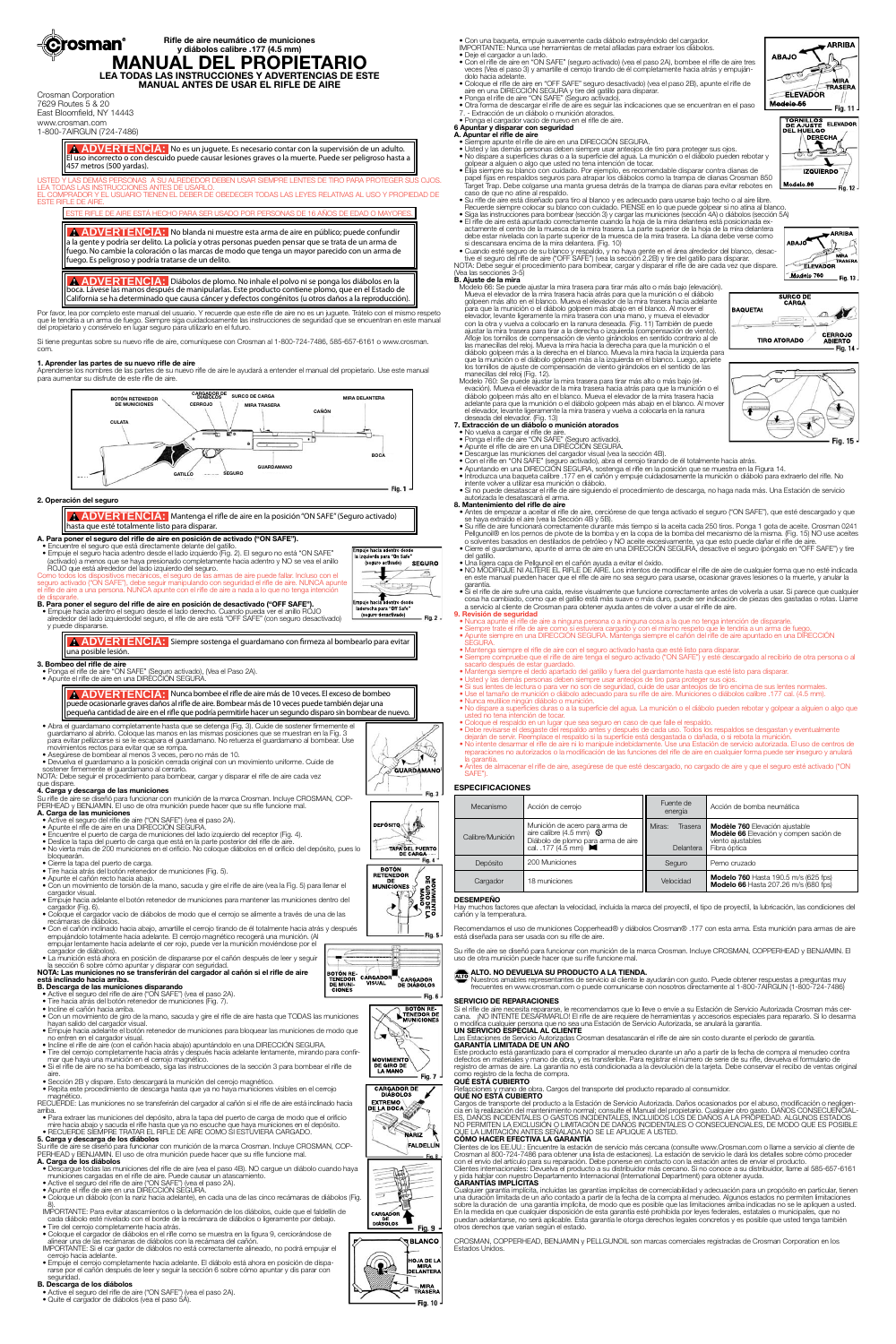# Crosman®

**Rifle de aire neumático de municiones y diábolos calibre .177 (4.5 mm)**

# MANUAL DEL PROPIETARIO

## LEA TODAS LAS INSTRUCCIONES Y ADVERTENCIAS DE ESTE MANUAL ANTES DE USAR EL RIFLE DE AIRE

Crosman Corporation
7629 Routes 5 & 20
East Bloomfield, NY 14443
www.crosman.com
1-800-7AIRGUN (724-7486)

**⚠ ADVERTENCIA:** No es un juguete. Es necesario contar con la supervisión de un adulto. El uso incorrecto o con descuido puede causar lesiones graves o la muerte. Puede ser peligroso hasta a 457 metros (500 yardas).

USTED Y LAS DEMÁS PERSONAS A SU ALREDEDOR DEBEN USAR SIEMPRE LENTES DE TIRO PARA PROTEGER SUS OJOS.
LEA TODAS LAS INSTRUCCIONES ANTES DE USARLO.
EL COMPRADOR Y EL USUARIO TIENEN EL DEBER DE OBEDECER TODAS LAS LEYES RELATIVAS AL USO Y PROPIEDAD DE ESTE RIFLE DE AIRE.

ESTE RIFLE DE AIRE ESTÁ HECHO PARA SER USADO POR PERSONAS DE 16 AÑOS DE EDAD O MAYORES.

**⚠ ADVERTENCIA:** No blanda ni muestre esta arma de aire en público; puede confundir a la gente y podría ser delito. La policía y otras personas pueden pensar que se trata de un arma de fuego. No cambie la coloración o las marcas de modo que tenga un mayor parecido con un arma de fuego. Es peligroso y podría tratarse de un delito.

**⚠ ADVERTENCIA:** Diábolos de plomo. No inhale el polvo ni se ponga los diábolos en la boca. Lávese las manos después de manipularlas. Este producto contiene plomo, que en el Estado de California se ha determinado que causa cáncer y defectos congénitos (u otros daños a la reproducción).

Por favor, lea por completo este manual del usuario. Y recuerde que este rifle de aire no es un juguete. Trátelo con el mismo respeto que le tendría a un arma de fuego. Siempre siga cuidadosamente las instrucciones de seguridad que se encuentran en este manual del propietario y consérvelo en lugar seguro para utilizarlo en el futuro.

Si tiene preguntas sobre su nuevo rifle de aire, comuníquese con Crosman al 1-800-724-7486, 585-657-6161 o www.crosman.com.

### 1. Aprender las partes de su nuevo rifle de aire

Aprenderse los nombres de las partes de su nuevo rifle de aire le ayudará a entender el manual del propietario. Use este manual para aumentar su disfrute de este rifle de aire.

BOTÓN RETENEDOR DE MUNICIONES
CARGADOR DE DIÁBOLOS
CERROJO
SURCO DE CARGA
MIRA TRASERA
MIRA DELANTERA
CAÑÓN
CULATA
BOCA
GATILLO
SEGURO
GUARDAMANO
Fig. 1

### 2. Operación del seguro

**⚠ ADVERTENCIA:** Mantenga el rifle de aire en la posición "ON SAFE" (Seguro activado) hasta que esté totalmente listo para disparar.

**A. Para poner el seguro del rifle de aire en posición de activado ("ON SAFE").**

- Encuentre el seguro que está directamente delante del gatillo.
- Empuje el seguro hacia adentro desde el lado izquierdo (Fig. 2). El seguro no está "ON SAFE" (activado) a menos que se haya presionado completamente hacia adentro y NO se vea el anillo ROJO que está alrededor del lado izquierdo del seguro.

Como todos los dispositivos mecánicos, el seguro de las armas de aire puede fallar. Incluso con el seguro activado ("ON SAFE"), debe seguir manipulando con seguridad el rifle de aire. NUNCA apunte el rifle de aire a una persona. NUNCA apunte con el rifle de aire a nada a lo que no tenga intención de dispararle.

**B. Para poner el seguro del rifle de aire en posición de desactivado ("OFF SAFE").**

- Empuje hacia adentro el seguro desde el lado derecho. Cuando pueda ver el anillo ROJO alrededor del lado izquierdodel seguro, el rifle de aire está "OFF SAFE" (con seguro desactivado) y puede dispararse.

Empuje hacia adentro desde la izquierda para "On Safe" (seguro activado)
SEGURO
Empuje hacia adentro desde laderecha para "Off Safe" (seguro desactivado)
Fig. 2

**⚠ ADVERTENCIA:** Siempre sostenga el guardamano con firmeza al bombearlo para evitar una posible lesión.

### 3. Bombeo del rifle de aire

- Ponga el rifle de aire "ON SAFE" (Seguro activado), (Vea el Paso 2A).
- Apunte el rifle de aire en una DIRECCIÓN SEGURA.

**⚠ ADVERTENCIA:** Nunca bombee el rifle de aire más de 10 veces. El exceso de bombeo puede causarle graves daños al rifle de aire. Bombear más de 10 veces puede también dejar una pequeña cantidad de aire en el rifle que podría permitirle hacer un segundo disparo sin bombear de nuevo.

- Abra el guardamano completamente hasta que se detenga (Fig. 3). Cuide de sostener firmemente el guardamano al abrirlo. Coloque las manos en las mismas posiciones que se muestran en la Fig. 3 para evitar pellizcarse si se le escapara el guardamano. No retuerza el guardamano al bombear. Use movimientos rectos para evitar que se rompa.
- Asegúrese de bombear al menos 3 veces, pero no más de 10.
- Devuelva el guardamano a la posición cerrada original con un movimiento uniforme. Cuide de sostener firmemente el guardamano al cerrarlo.

NOTA: Debe seguir el procedimiento para bombear, cargar y disparar el rifle de aire cada vez que dispare.

GUARDAMANO
Fig. 3

### 4. Carga y descarga de las municiones

Su rifle de aire se diseñó para funcionar con munición de la marca Crosman. Incluye CROSMAN, COPPERHEAD y BENJAMIN. El uso de otra munición puede hacer que su rifle funcione mal.

**A. Carga de las municiones**

- Active el seguro del rifle de aire ("ON SAFE") (vea el paso 2A).
- Apunte el rifle de aire en una DIRECCIÓN SEGURA.
- Encuentre el puerto de carga de municiones del lado izquierdo del receptor (Fig. 4).
- Deslice la tapa del puerto de carga que está en la parte posterior del rifle de aire.
- No vierta más de 200 municiones en el orificio. No coloque diábolos en el orificio del depósito, pues lo bloquearán.
- Cierre la tapa del puerto de carga.
- Tire hacia atrás del botón retenedor de municiones (Fig. 5).
- Apunte el cañón recto hacia abajo.
- Con un movimiento de torsión de la mano, sacuda y gire el rifle de aire (vea la Fig. 5) para llenar el cargador visual.
- Empuje hacia adelante el botón retenedor de municiones para mantener las municiones dentro del cargador (Fig. 6).
- Coloque el cargador vacío de diábolos de modo que el cerrojo se alimente a través de una de las recámaras de diábolos.
- Con el cañón inclinado hacia abajo, amartille el cerrojo tirando de él totalmente hacia atrás y después empujándolo totalmente hacia adelante. El cerrojo magnético recogerá una munición. (Al empujar lentamente hacia adelante el cer rojo, puede ver la munición moviéndose por el cargador de diábolos).
- La munición está ahora en posición de dispararse por el cañón después de leer y seguir la sección 6 sobre cómo apuntar y disparar con seguridad.

**NOTA: Las municiones no se transferirán del cargador al cañón si el rifle de aire está inclinado hacia arriba.**

**B. Descarga de las municiones disparando**

- Active el seguro del rifle de aire ("ON SAFE") (vea el paso 2A).
- Tire hacia atrás del botón retenedor de municiones (Fig. 7).
- Incline el cañón hacia arriba.
- Con un movimiento de giro de la mano, sacuda y gire el rifle de aire hasta que TODAS las municiones hayan salido del cargador visual.
- Empuje hacia adelante el botón retenedor de municiones para bloquear las municiones de modo que no entren en el cargador visual.
- Incline el rifle de aire (con el cañón hacia abajo) apuntándolo en una DIRECCIÓN SEGURA.
- Tire del cerrojo completamente hacia atrás y luego empuje hacia adelante lentamente, mirando para confirmar que haya una munición en el cerrojo magnético.
- Si el rifle de aire no se ha bombeado, siga las instrucciones de la sección 3 para bombear el rifle de aire.
- Sección 2B y dispare. Esto descargará la munición del cerrojo magnético.
- Repita este procedimiento de descarga hasta que ya no haya municiones visibles en el cerrojo magnético.

RECUERDE: Las municiones no se transferirán del cargador al cañón si el rifle de aire está inclinado hacia arriba.

- Para extraer las municiones del depósito, abra la tapa del puerto de carga de modo que el orificio mire hacia abajo y sacuda el rifle hasta que ya no escuche que haya municiones en el depósito.
- RECUERDE SIEMPRE TRATAR EL RIFLE DE AIRE COMO SI ESTUVIERA CARGADO.

DEPÓSITO
TAPA DEL PUERTO DE CARGA
Fig. 4

BOTÓN RETENEDOR DE MUNICIONES
MOVIMIENTO DE GIRO DE LA MANO
Fig. 5

BOTÓN RETENEDOR DE MUNICIONES
CARGADOR VISUAL
CARGADOR DE DIÁBOLOS
Fig. 6

BOTÓN RETENEDOR DE MUNICIONES
MOVIMIENTO DE GIRO DE LA MANO
Fig. 7

### 5. Carga y descarga de los diábolos

Su rifle de aire se diseñó para funcionar con munición de la marca Crosman. Incluye CROSMAN, COPPERHEAD y BENJAMIN. El uso de otra munición puede hacer que su rifle funcione mal.

**A. Carga de los diábolos**

- Descargue todas las municiones del rifle de aire (vea el paso 4B). NO cargue un diábolo cuando haya municiones cargadas en el rifle de aire. Puede causar un atascamiento.
- Active el seguro del rifle de aire ("ON SAFE") (vea el paso 2A).
- Apunte el rifle de aire en una DIRECCIÓN SEGURA.
- Coloque un diábolo (con la nariz hacia adelante), en cada una de las cinco recámaras de diábolos (Fig. 8).

IMPORTANTE: Para evitar atascamientos o la deformación de los diábolos, cuide que el faldellín de cada diábolo esté nivelado con el borde de la recámara de diábolos o ligeramente por debajo.

- Tire del cerrojo completamente hacia atrás.
- Coloque el cargador de diábolos en el rifle como se muestra en la figura 9, cerciorándose de alinear una de las recámaras de diábolos con la recámara del cañón.

IMPORTANTE: Si el car gador de diábolos no está correctamente alineado, no podrá empujar el cerrojo hacia adelante.

- Empuje el cerrojo completamente hacia adelante. El diábolo está ahora en posición de dispararse por el cañón después de leer y seguir la sección 6 sobre cómo apuntar y disparar con seguridad.

**B. Descarga de los diábolos**

- Active el seguro del rifle de aire ("ON SAFE") (vea el paso 2A).
- Quite el cargador de diábolos (vea el paso 5A).

CARGADOR DE DIÁBOLOS
EXTREMO DE LA BOCA
NARIZ
FALDELLÍN
Fig. 8

CARGADOR DE DIÁBOLOS
Fig. 9

BLANCO
HOJA DE LA MIRA DELANTERA
MIRA TRASERA
Fig. 10

- Con una baqueta, empuje suavemente cada diábolo extrayéndolo del cargador.

IMPORTANTE: Nunca use herramientas de metal afiladas para extraer los diábolos.

- Deje el cargador a un lado.
- Con el rifle de aire en "ON SAFE" (seguro activado) (vea el paso 2A), bombee el rifle de aire tres veces (Vea el paso 3) y amartille el cerrojo tirando de él completamente hacia atrás y empujándolo hacia adelante.
- Coloque el rifle de aire en "OFF SAFE" seguro desactivado) (vea el paso 2B), apunte el rifle de aire en una DIRECCIÓN SEGURA y tire del gatillo para disparar.
- Ponga el rifle de aire "ON SAFE" (Seguro activado).
- Otra forma de descargar el rifle de aire es seguir las indicaciones que se encuentran en el paso 7. - Extracción de un diábolo o munición atorados.
- Ponga el cargador vacío de nuevo en el rifle de aire.

### 6 Apuntar y disparar con seguridad

**A. Apuntar el rifle de aire**

- Siempre apunte el rifle de aire en una DIRECCIÓN SEGURA.
- Usted y las demás personas deben usar siempre lentes de tiro para proteger sus ojos.
- No dispare a superficies duras o a la superficie del agua. La munición o el diábolo pueden rebotar y golpear a alguien o algo que usted no tenía intención de tocar.
- Elija siempre su blanco con cuidado. Por ejemplo, es recomendable disparar contra dianas de papel fijas en respaldos seguros para atrapar los diábolos como la trampa de dianas Crosman 850 Target Trap. Debe colgarse una manta gruesa detrás de la trampa de dianas para evitar rebotes en caso de que no atine al respaldo.
- Su rifle de aire está diseñado para tiro al blanco y es adecuado para usarse bajo techo o al aire libre. Recuerde siempre colocar su blanco con cuidado. PIENSE en lo que puede golpear si no atina al blanco.
- Siga las instrucciones para bombear (sección 3) y cargar las municiones (sección 4A) o diábolos (sección 5A)
- El rifle de aire está apuntado correctamente cuando la hoja de la mira delantera está posicionada exactamente el centro de la muesca de la mira trasera. La parte superior de la hoja de la mira delantera debe estar nivelada con la parte superior de la muesca de la mira trasera. La diana debe verse como si descansara encima de la mira delantera. (Fig. 10)
- Cuando esté seguro de su blanco y respaldo, y no haya gente en el área alrededor del blanco, desactive el seguro del rifle de aire ("OFF SAFE") (vea la sección 2.2B) y tire del gatillo para disparar.

NOTA: Debe seguir el procedimiento para bombear, cargar y disparar el rifle de aire cada vez que dispare. (Vea las secciones 3-5)

**B. Ajuste de la mira**

Modelo 66: Se puede ajustar la mira trasera para tirar más alto o más bajo (elevación). Mueva el elevador de la mira trasera hacia atrás para que la munición o el diábolo golpeen más alto en el blanco. Mueva el elevador de la mira trasera hacia adelante para que la munición o el diábolo golpeen más abajo en el blanco. Al mover el elevador, levante ligeramente la mira trasera con una mano, y mueva el elevador con la otra y vuelva a colocarlo en la ranura deseada. (Fig. 11) También se puede ajustar la mira trasera para tirar a la derecha o izquierda (compensación de viento). Afloje los tornillos de compensación de viento girándolos en sentido contrario al de las manecillas del reloj. Mueva la mira hacia la derecha para que la munición o el diábolo golpeen más a la derecha en el blanco. Mueva la mira hacia la izquierda para que la munición o el diábolo golpeen más a la izquierda en el blanco. Vuelva a apretar los tornillos de ajuste de compensación de viento girándolos en el sentido de las manecillas del reloj (Fig. 12).

Modelo 760: Se puede ajustar la mira trasera para tirar más alto o más bajo (elevación). Mueva el elevador de la mira trasera hacia atrás para que la munición o el diábolo golpeen más alto en el blanco. Mueva el elevador de la mira trasera hacia adelante para que la munición o el diábolo golpeen más abajo en el blanco. Al mover el elevador, levante ligeramente la mira trasera y vuelva a colocarla en la ranura deseada del elevador. (Fig. 13)

ARRIBA
ABAJO
MIRA TRASERA
ELEVADOR
Modelo 66
Fig. 11

TORNILLOS DE AJUSTE DEL HUELGO
ELEVADOR
DERECHA
IZQUIERDO
Modelo 66
Fig. 12

ARRIBA
ABAJO
MIRA TRASERA
ELEVADOR
Modelo 760
Fig. 13

SURCO DE CARGA
BAQUETA
TIRO ATORADO
CERROJO ABIERTO
Fig. 14

Fig. 15

### 7. Extracción de un diábolo o munición atorados

- No vuelva a cargar el rifle de aire.
- Ponga el rifle de aire "ON SAFE" (Seguro activado).
- Apunte el rifle de aire en una DIRECCIÓN SEGURA.
- Descargue las municiones del cargador visual (vea la sección 4B).
- Con el rifle en "ON SAFE" (seguro activado), abra el cerrojo tirando de él totalmente hacia atrás.
- Apuntando en una DIRECCIÓN SEGURA, sostenga el rifle en la posición que se muestra en la Figura 14.
- Introduzca una baqueta calibre .177 en el cañón y empuje cuidadosamente la munición o diábolo para extraerlo del rifle. No intente volver a utilizar esa munición o diábolo.
- Si no puede desatascar el rifle de aire siguiendo el procedimiento de descarga, no haga nada más. Una Estación de servicio autorizada lo desatascará el arma.

### 8. Mantenimiento del rifle de aire

- Antes de empezar a aceitar el rifle de aire, cerciórese de que tenga activado el seguro ("ON SAFE"), que esté descargado y que se haya extraído el aire (vea la Sección 4B y 5B).
- Su rifle de aire funcionará correctamente durante más tiempo si la aceita cada 250 tiros. Ponga 1 gota de aceite. Crosman 0241 Pellgunoil® en los pernos de pivote de la bomba y en la copa de la bomba del mecanismo de la misma. (Fig. 15) NO use aceites o solventes basados en destilados de petróleo y NO aceite excesivamente, ya que esto puede dañar el rifle de aire.
- Cierre el guardamano, apunte el arma de aire en una DIRECCIÓN SEGURA, desactive el seguro (póngalo en "OFF SAFE") y tire del gatillo.
- Una ligera capa de Pellgunoil en el cañón ayuda a evitar el óxido.
- NO MODIFIQUE NI ALTERE EL RIFLE DE AIRE. Los intentos de modificar el rifle de aire de cualquier forma que no esté indicada en este manual pueden hacer que el rifle de aire no sea seguro para usarse, ocasionar graves lesiones o la muerte, y anular la garantía.
- Si el rifle de aire sufre una caída, revise visualmente que funcione correctamente antes de volverla a usar. Si parece que cualquier cosa ha cambiado, como que el gatillo está más suave o más duro, puede ser indicación de piezas desgastadas o rotas. Llame a servicio al cliente de Crosman para obtener ayuda antes de volver a usar el rifle de aire.

### 9. Revisión de seguridad

- Nunca apunte el rifle de aire a ninguna persona o a ninguna cosa a la que no tenga intención de dispararle.
- Siempre trate el rifle de aire como si estuviera cargado y con el mismo respeto que le tendría a un arma de fuego.
- Apunte siempre en una DIRECCIÓN SEGURA. Mantenga siempre el cañón del rifle de aire apuntado en una DIRECCIÓN SEGURA.
- Mantenga siempre el rifle de aire con el seguro activado hasta que esté listo para disparar.
- Siempre compruebe que el rifle de aire tenga el seguro activado ("ON SAFE") y esté descargado al recibirlo de otra persona o al sacarlo después de estar guardado.
- Mantenga siempre el dedo apartado del gatillo y fuera del guardamonte hasta que esté listo para disparar.
- Usted y las demás personas deben siempre usar anteojos de tiro para proteger sus ojos.
- Si sus lentes de lectura o para ver no son de seguridad, cuide de usar anteojos de tiro encima de sus lentes normales.
- Use el tamaño de munición o diábolo adecuado para su rifle de aire. Municiones o diábolos calibre .177 cal. (4.5 mm).
- Nunca recicle ningún diábolo o munición.
- No dispare a superficies duras o a la superficie del agua. La munición o el diábolo pueden rebotar y golpear a alguien o algo que usted no tena intención de tocar.
- Coloque el respaldo en un lugar que sea seguro en caso de que falle el respaldo.
- Debe revisarse el desgaste del respaldo antes y después de cada uso. Todos los respaldos se desgastan y eventualmente dejarán de servir. Reemplace el respaldo si la superficie está desgastada o dañada, o si rebota la munición.
- No intente desarmar el rifle de aire ni lo manipule indebidamente. Use una Estación de servicio autorizada. El uso de centros de reparaciones no autorizados o la modificación de las funciones del rifle de aire en cualquier forma puede ser inseguro y anulará la garantía.
- Antes de almacenar el rifle de aire, asegúrese de que esté descargado, no cargado de aire y que el seguro esté activado ("ON SAFE").

### ESPECIFICACIONES

| Mecanismo | Acción de cerrojo | Fuente de energía | Acción de bomba neumática |
|---|---|---|---|
| Calibre/Munición | Munición de acero para arma de aire calibre (4.5 mm) Diábolo de plomo para arma de aire cal. .177 (4.5 mm) | Miras: Trasera / Delantera | **Modelo 760** Elevación ajustable **Modelo 66** Elevación y compen sación de viento ajustables Fibra óptica |
| Depósito | 200 Municiones | Seguro | Perno cruzado |
| Cargador | 18 municiones | Velocidad | **Modelo 760** Hasta 190.5 m/s (625 fps) **Modelo 66** Hasta 207.26 m/s (680 fps) |

### DESEMPEÑO

Hay muchos factores que afectan la velocidad, incluida la marca del proyectil, el tipo de proyectil, la lubricación, las condiciones del cañón y la temperatura.

Recomendamos el uso de municiones Copperhead® y diábolos Crosman® .177 con esta arma. Esta munición para armas de aire está diseñada para ser usada con su rifle de aire.

Su rifle de aire se diseñó para funcionar con munición de la marca Crosman. Incluye CROSMAN, COPPERHEAD y BENJAMIN. El uso de otra munición puede hacer que su rifle funcione mal.

**ALTO. NO DEVUELVA SU PRODUCTO A LA TIENDA.**
Nuestros amables representantes de servicio al cliente le ayudarán con gusto. Puede obtener respuestas a preguntas muy frecuentes en www.crosman.com o puede comunicarse con nosotros directamente al 1-800-7AIRGUN (1-800-724-7486)

### SERVICIO DE REPARACIONES

Si el rifle de aire necesita repararse, le recomendamos que lo lleve o envíe a su Estación de Servicio Autorizada Crosman más cercana. ¡NO INTENTE DESARMARLO! El rifle de aire requiere de herramientas y accesorios especiales para repararlo. Si lo desarma o modifica cualquier persona que no sea una Estación de Servicio Autorizada, se anulará la garantía.

**UN SERVICIO ESPECIAL AL CLIENTE**

Las Estaciones de Servicio Autorizadas Crosman desatascarán el rifle de aire sin costo durante el período de garantía.

**GARANTÍA LIMITADA DE UN AÑO**

Este producto está garantizado para el comprador al menudeo durante un año a partir de la fecha de compra al menudeo contra defectos en materiales y mano de obra, y es transferible. Para registrar el número de serie de su rifle, devuelva el formulario de registro de armas de aire. La garantía no está condicionada a la devolución de la tarjeta. Debe conservar el recibo de ventas original como registro de la fecha de compra.

**QUÉ ESTÁ CUBIERTO**

Refacciones y mano de obra. Cargos del transporte del producto reparado al consumidor.

**QUÉ NO ESTÁ CUBIERTO**

Cargos de transporte del producto a la Estación de Servicio Autorizada. Daños ocasionados por el abuso, modificación o negligencia en la realización del mantenimiento normal; consulte el Manual del propietario. Cualquier otro gasto. DAÑOS CONSECUENCIALES, DAÑOS INCIDENTALES O GASTOS INCIDENTALES, INCLUIDOS LOS DE DAÑOS A LA PROPIEDAD. ALGUNOS ESTADOS NO PERMITEN LA EXCLUSIÓN O LIMITACIÓN DE DAÑOS INCIDENTALES O CONSECUENCIALES, DE MODO QUE ES POSIBLE QUE LA LIMITACIÓN ANTES SEÑALADA NO SE LE APLIQUE A USTED.

**CÓMO HACER EFECTIVA LA GARANTÍA**

Clientes de los EE.UU.: Encuentre la estación de servicio más cercana (consulte www.Crosman.com o llame a servicio al cliente de Crosman al 800-724-7486 para obtener una lista de estaciones). La estación de servicio le dará los detalles sobre cómo proceder con el envío del artículo para su reparación. Debe ponerse en contacto con la estación antes de enviar el producto.
Clientes internacionales: Devuelva el producto a su distribuidor más cercano. Si no conoce a su distribuidor, llame al 585-657-6161 y pida hablar con nuestro Departamento Internacional (International Department) para obtener ayuda.

**GARANTÍAS IMPLÍCITAS**

Cualquier garantía implícita, incluidas las garantías implícitas de comerciabilidad y adecuación para un propósito en particular, tienen una duración limitada de un año contado a partir de la fecha de la compra al menudeo. Algunos estados no permiten limitaciones sobre la duración de una garantía implícita, de modo que es posible que las limitaciones antes indicadas no se le apliquen a usted. En la medida en que cualquier disposición de esta garantía esté prohibida por leyes federales, estatales o municipales, que no puedan adelantarse, no será aplicable. Esta garantía le otorga derechos legales concretos y es posible que usted tenga también otros derechos que varían según el estado.

CROSMAN, COPPERHEAD, BENJAMIN y PELLGUNOIL son marcas comerciales registradas de Crosman Corporation en los Estados Unidos.